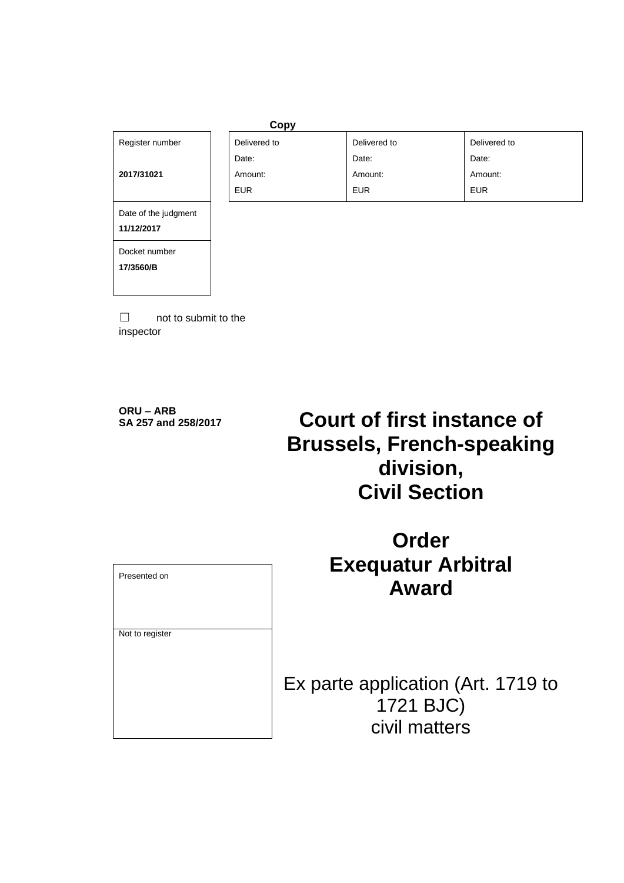**Copy**

| Register number<br><br>**2017/31021** | Delivered to<br>Date:<br>Amount:<br>EUR | Delivered to<br>Date:<br>Amount:<br>EUR | Delivered to<br>Date:<br>Amount:<br>EUR |
|---|---|---|---|
| Date of the judgment<br>**11/12/2017** | | | |
| Docket number<br>**17/3560/B** | | | |

☐ not to submit to the inspector

**ORU – ARB**
**SA 257 and 258/2017**

# Court of first instance of Brussels, French-speaking division, Civil Section

# Order
# Exequatur Arbitral Award

| Presented on |
|---|
| Not to register |

Ex parte application (Art. 1719 to 1721 BJC)
civil matters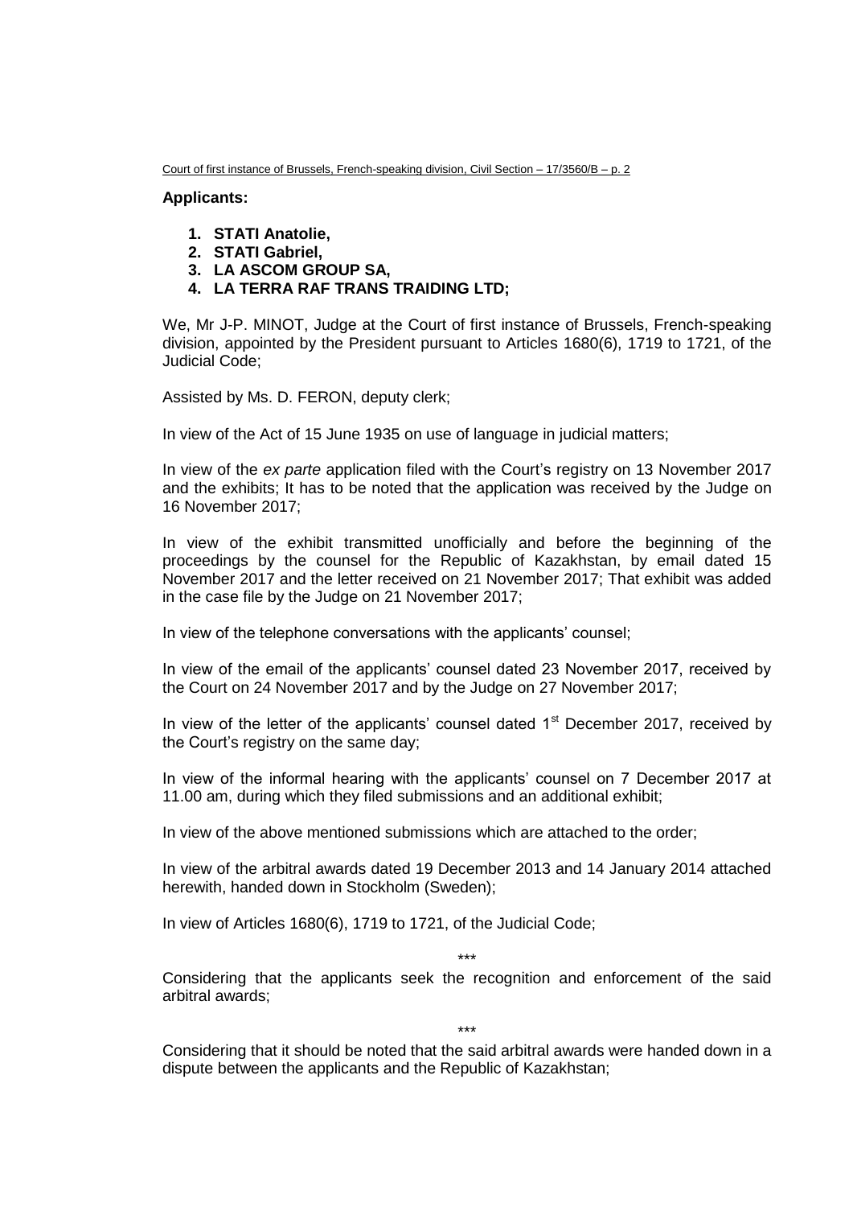**Applicants:**

1. **STATI Anatolie,**
2. **STATI Gabriel,**
3. **LA ASCOM GROUP SA,**
4. **LA TERRA RAF TRANS TRAIDING LTD;**

We, Mr J-P. MINOT, Judge at the Court of first instance of Brussels, French-speaking division, appointed by the President pursuant to Articles 1680(6), 1719 to 1721, of the Judicial Code;

Assisted by Ms. D. FERON, deputy clerk;

In view of the Act of 15 June 1935 on use of language in judicial matters;

In view of the *ex parte* application filed with the Court's registry on 13 November 2017 and the exhibits; It has to be noted that the application was received by the Judge on 16 November 2017;

In view of the exhibit transmitted unofficially and before the beginning of the proceedings by the counsel for the Republic of Kazakhstan, by email dated 15 November 2017 and the letter received on 21 November 2017; That exhibit was added in the case file by the Judge on 21 November 2017;

In view of the telephone conversations with the applicants' counsel;

In view of the email of the applicants' counsel dated 23 November 2017, received by the Court on 24 November 2017 and by the Judge on 27 November 2017;

In view of the letter of the applicants' counsel dated 1st December 2017, received by the Court's registry on the same day;

In view of the informal hearing with the applicants' counsel on 7 December 2017 at 11.00 am, during which they filed submissions and an additional exhibit;

In view of the above mentioned submissions which are attached to the order;

In view of the arbitral awards dated 19 December 2013 and 14 January 2014 attached herewith, handed down in Stockholm (Sweden);

In view of Articles 1680(6), 1719 to 1721, of the Judicial Code;

\*\*\*

Considering that the applicants seek the recognition and enforcement of the said arbitral awards;

\*\*\*

Considering that it should be noted that the said arbitral awards were handed down in a dispute between the applicants and the Republic of Kazakhstan;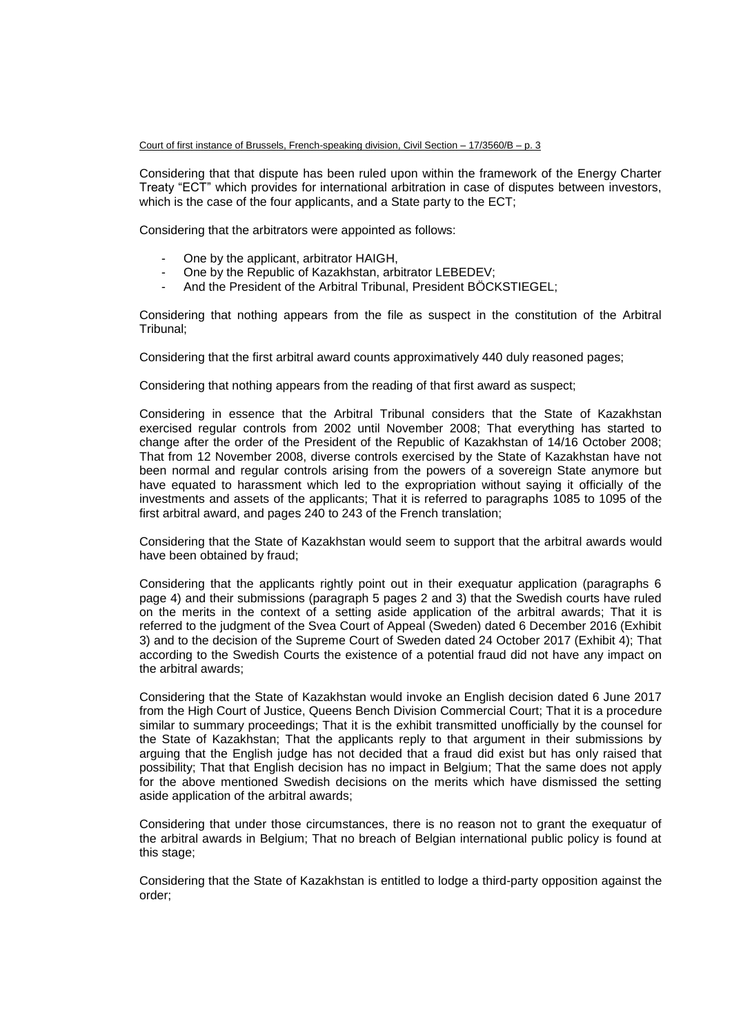Considering that that dispute has been ruled upon within the framework of the Energy Charter Treaty "ECT" which provides for international arbitration in case of disputes between investors, which is the case of the four applicants, and a State party to the ECT;

Considering that the arbitrators were appointed as follows:

- One by the applicant, arbitrator HAIGH,
- One by the Republic of Kazakhstan, arbitrator LEBEDEV;
- And the President of the Arbitral Tribunal, President BÖCKSTIEGEL;

Considering that nothing appears from the file as suspect in the constitution of the Arbitral Tribunal;

Considering that the first arbitral award counts approximatively 440 duly reasoned pages;

Considering that nothing appears from the reading of that first award as suspect;

Considering in essence that the Arbitral Tribunal considers that the State of Kazakhstan exercised regular controls from 2002 until November 2008; That everything has started to change after the order of the President of the Republic of Kazakhstan of 14/16 October 2008; That from 12 November 2008, diverse controls exercised by the State of Kazakhstan have not been normal and regular controls arising from the powers of a sovereign State anymore but have equated to harassment which led to the expropriation without saying it officially of the investments and assets of the applicants; That it is referred to paragraphs 1085 to 1095 of the first arbitral award, and pages 240 to 243 of the French translation;

Considering that the State of Kazakhstan would seem to support that the arbitral awards would have been obtained by fraud;

Considering that the applicants rightly point out in their exequatur application (paragraphs 6 page 4) and their submissions (paragraph 5 pages 2 and 3) that the Swedish courts have ruled on the merits in the context of a setting aside application of the arbitral awards; That it is referred to the judgment of the Svea Court of Appeal (Sweden) dated 6 December 2016 (Exhibit 3) and to the decision of the Supreme Court of Sweden dated 24 October 2017 (Exhibit 4); That according to the Swedish Courts the existence of a potential fraud did not have any impact on the arbitral awards;

Considering that the State of Kazakhstan would invoke an English decision dated 6 June 2017 from the High Court of Justice, Queens Bench Division Commercial Court; That it is a procedure similar to summary proceedings; That it is the exhibit transmitted unofficially by the counsel for the State of Kazakhstan; That the applicants reply to that argument in their submissions by arguing that the English judge has not decided that a fraud did exist but has only raised that possibility; That that English decision has no impact in Belgium; That the same does not apply for the above mentioned Swedish decisions on the merits which have dismissed the setting aside application of the arbitral awards;

Considering that under those circumstances, there is no reason not to grant the exequatur of the arbitral awards in Belgium; That no breach of Belgian international public policy is found at this stage;

Considering that the State of Kazakhstan is entitled to lodge a third-party opposition against the order;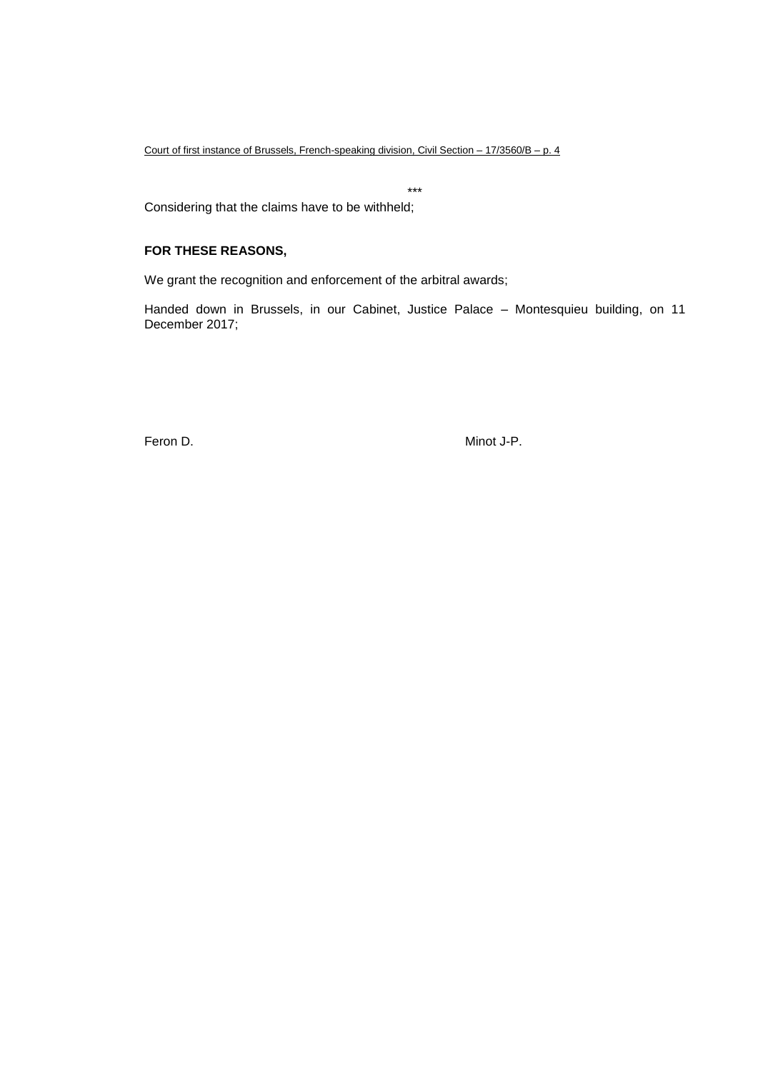\*\*\*

Considering that the claims have to be withheld;

**FOR THESE REASONS,**

We grant the recognition and enforcement of the arbitral awards;

Handed down in Brussels, in our Cabinet, Justice Palace – Montesquieu building, on 11 December 2017;

Feron D. Minot J-P.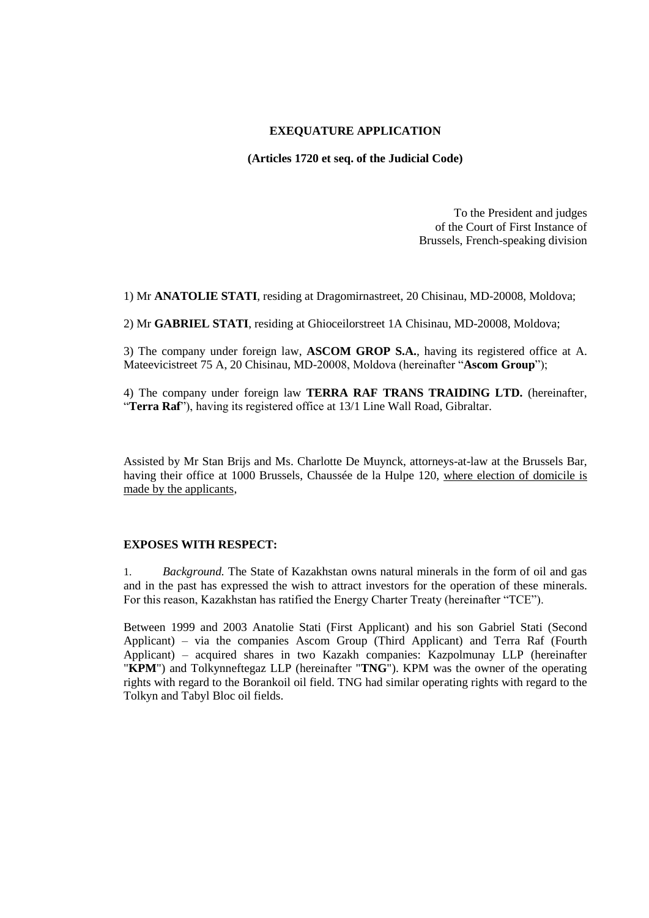**EXEQUATURE APPLICATION**

**(Articles 1720 et seq. of the Judicial Code)**

To the President and judges
of the Court of First Instance of
Brussels, French-speaking division

1) Mr **ANATOLIE STATI**, residing at Dragomirnastreet, 20 Chisinau, MD-20008, Moldova;

2) Mr **GABRIEL STATI**, residing at Ghioceilorstreet 1A Chisinau, MD-20008, Moldova;

3) The company under foreign law, **ASCOM GROP S.A.**, having its registered office at A. Mateevicistreet 75 A, 20 Chisinau, MD-20008, Moldova (hereinafter "**Ascom Group**");

4) The company under foreign law **TERRA RAF TRANS TRAIDING LTD.** (hereinafter, "**Terra Raf**"), having its registered office at 13/1 Line Wall Road, Gibraltar.

Assisted by Mr Stan Brijs and Ms. Charlotte De Muynck, attorneys-at-law at the Brussels Bar, having their office at 1000 Brussels, Chaussée de la Hulpe 120, where election of domicile is made by the applicants,

**EXPOSES WITH RESPECT:**

1. *Background.* The State of Kazakhstan owns natural minerals in the form of oil and gas and in the past has expressed the wish to attract investors for the operation of these minerals. For this reason, Kazakhstan has ratified the Energy Charter Treaty (hereinafter "TCE").

Between 1999 and 2003 Anatolie Stati (First Applicant) and his son Gabriel Stati (Second Applicant) – via the companies Ascom Group (Third Applicant) and Terra Raf (Fourth Applicant) – acquired shares in two Kazakh companies: Kazpolmunay LLP (hereinafter "**KPM**") and Tolkynneftegaz LLP (hereinafter "**TNG**"). KPM was the owner of the operating rights with regard to the Borankoil oil field. TNG had similar operating rights with regard to the Tolkyn and Tabyl Bloc oil fields.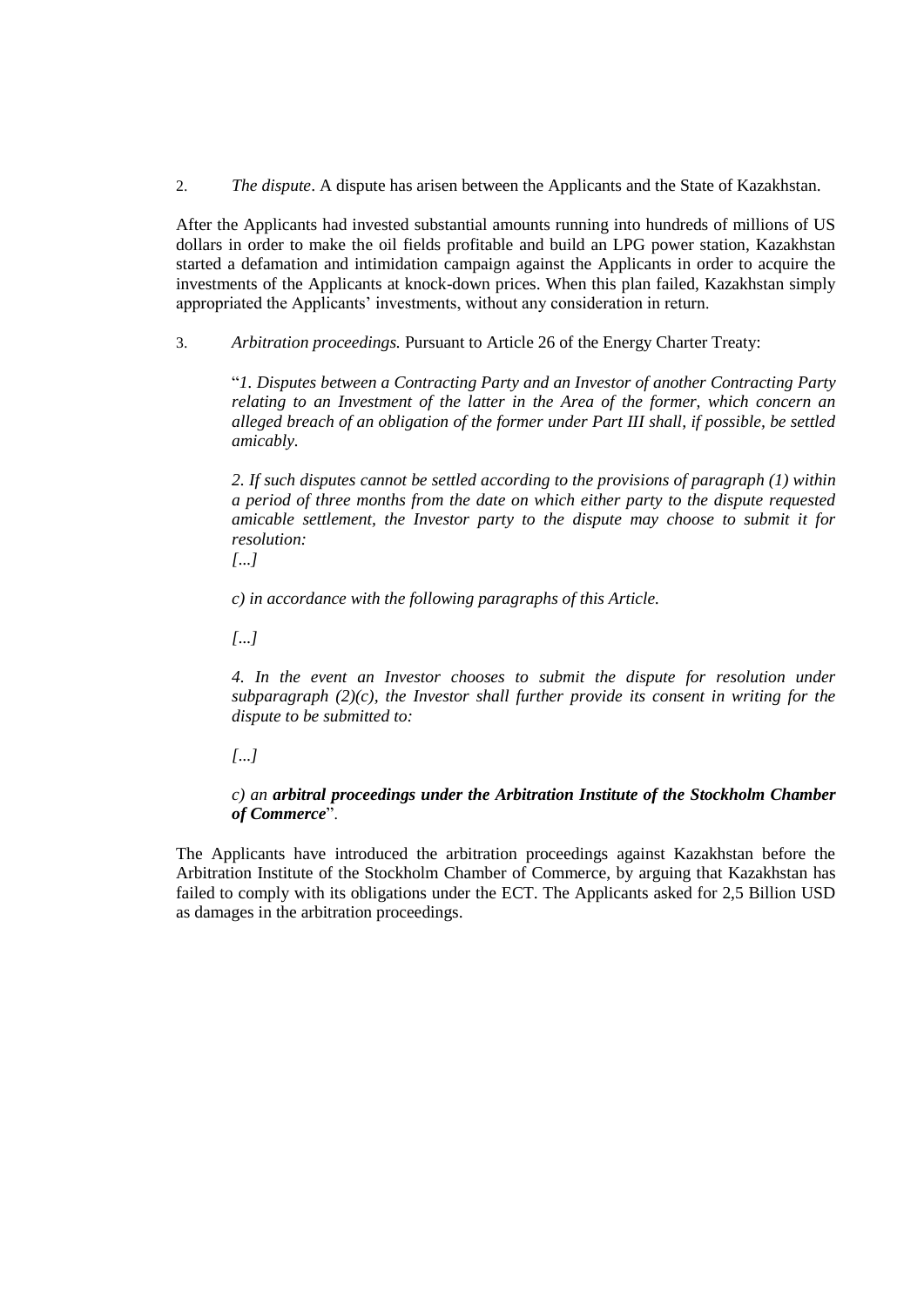2. *The dispute*. A dispute has arisen between the Applicants and the State of Kazakhstan.

After the Applicants had invested substantial amounts running into hundreds of millions of US dollars in order to make the oil fields profitable and build an LPG power station, Kazakhstan started a defamation and intimidation campaign against the Applicants in order to acquire the investments of the Applicants at knock-down prices. When this plan failed, Kazakhstan simply appropriated the Applicants' investments, without any consideration in return.

3. *Arbitration proceedings.* Pursuant to Article 26 of the Energy Charter Treaty:

> "*1. Disputes between a Contracting Party and an Investor of another Contracting Party relating to an Investment of the latter in the Area of the former, which concern an alleged breach of an obligation of the former under Part III shall, if possible, be settled amicably.*
>
> *2. If such disputes cannot be settled according to the provisions of paragraph (1) within a period of three months from the date on which either party to the dispute requested amicable settlement, the Investor party to the dispute may choose to submit it for resolution:*
> *[...]*
>
> *c) in accordance with the following paragraphs of this Article.*
>
> *[...]*
>
> *4. In the event an Investor chooses to submit the dispute for resolution under subparagraph (2)(c), the Investor shall further provide its consent in writing for the dispute to be submitted to:*
>
> *[...]*
>
> *c) an* ***arbitral proceedings under the Arbitration Institute of the Stockholm Chamber of Commerce***".

The Applicants have introduced the arbitration proceedings against Kazakhstan before the Arbitration Institute of the Stockholm Chamber of Commerce, by arguing that Kazakhstan has failed to comply with its obligations under the ECT. The Applicants asked for 2,5 Billion USD as damages in the arbitration proceedings.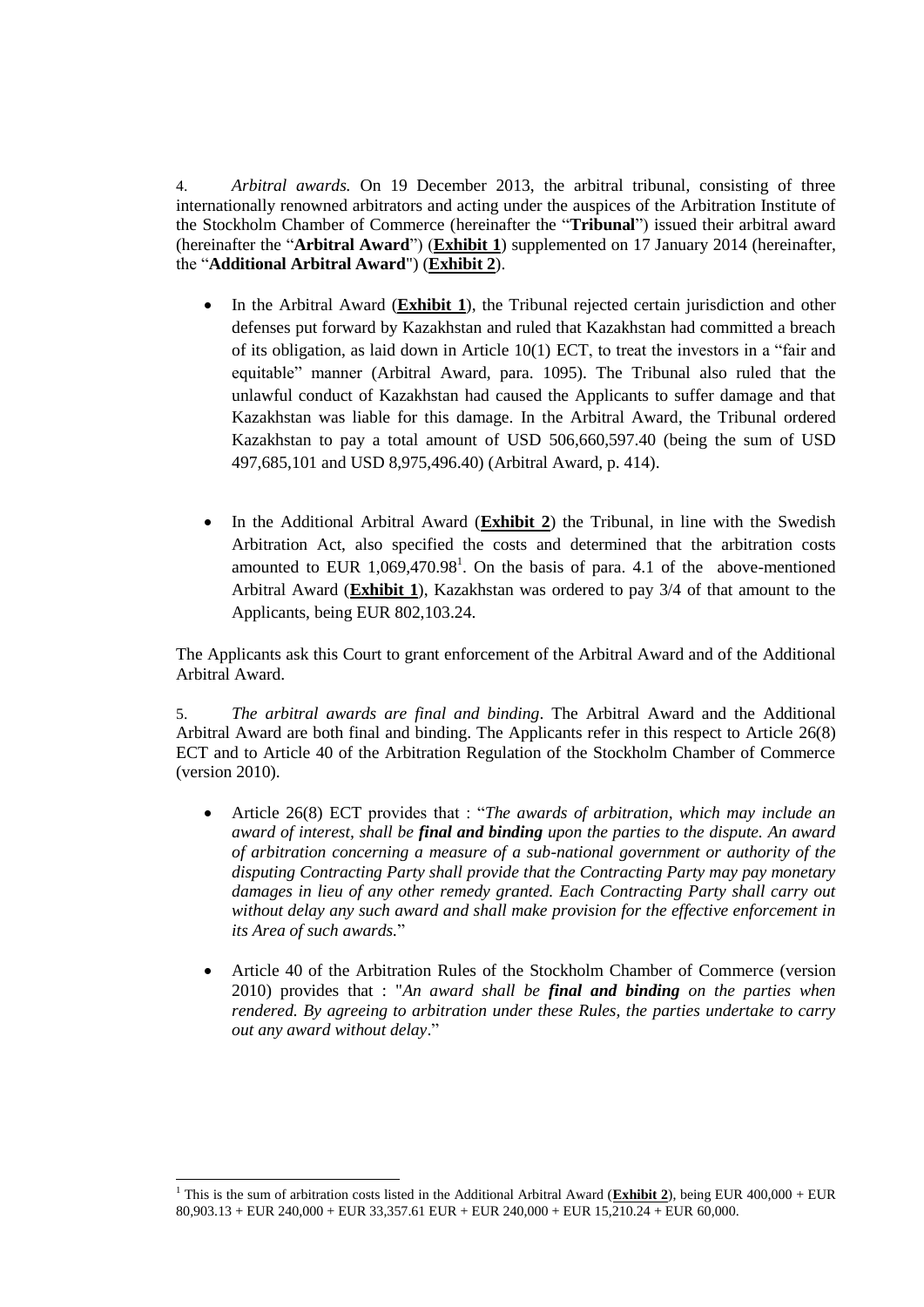4. *Arbitral awards.* On 19 December 2013, the arbitral tribunal, consisting of three internationally renowned arbitrators and acting under the auspices of the Arbitration Institute of the Stockholm Chamber of Commerce (hereinafter the "**Tribunal**") issued their arbitral award (hereinafter the "**Arbitral Award**") (**Exhibit 1**) supplemented on 17 January 2014 (hereinafter, the "**Additional Arbitral Award**") (**Exhibit 2**).

- In the Arbitral Award (**Exhibit 1**), the Tribunal rejected certain jurisdiction and other defenses put forward by Kazakhstan and ruled that Kazakhstan had committed a breach of its obligation, as laid down in Article 10(1) ECT, to treat the investors in a "fair and equitable" manner (Arbitral Award, para. 1095). The Tribunal also ruled that the unlawful conduct of Kazakhstan had caused the Applicants to suffer damage and that Kazakhstan was liable for this damage. In the Arbitral Award, the Tribunal ordered Kazakhstan to pay a total amount of USD 506,660,597.40 (being the sum of USD 497,685,101 and USD 8,975,496.40) (Arbitral Award, p. 414).

- In the Additional Arbitral Award (**Exhibit 2**) the Tribunal, in line with the Swedish Arbitration Act, also specified the costs and determined that the arbitration costs amounted to EUR 1,069,470.98[1]. On the basis of para. 4.1 of the above-mentioned Arbitral Award (**Exhibit 1**), Kazakhstan was ordered to pay 3/4 of that amount to the Applicants, being EUR 802,103.24.

The Applicants ask this Court to grant enforcement of the Arbitral Award and of the Additional Arbitral Award.

5. *The arbitral awards are final and binding*. The Arbitral Award and the Additional Arbitral Award are both final and binding. The Applicants refer in this respect to Article 26(8) ECT and to Article 40 of the Arbitration Regulation of the Stockholm Chamber of Commerce (version 2010).

- Article 26(8) ECT provides that : "*The awards of arbitration, which may include an award of interest, shall be **final and binding** upon the parties to the dispute. An award of arbitration concerning a measure of a sub-national government or authority of the disputing Contracting Party shall provide that the Contracting Party may pay monetary damages in lieu of any other remedy granted. Each Contracting Party shall carry out without delay any such award and shall make provision for the effective enforcement in its Area of such awards.*"

- Article 40 of the Arbitration Rules of the Stockholm Chamber of Commerce (version 2010) provides that : "*An award shall be **final and binding** on the parties when rendered. By agreeing to arbitration under these Rules, the parties undertake to carry out any award without delay*."

[1] This is the sum of arbitration costs listed in the Additional Arbitral Award (**Exhibit 2**), being EUR 400,000 + EUR 80,903.13 + EUR 240,000 + EUR 33,357.61 EUR + EUR 240,000 + EUR 15,210.24 + EUR 60,000.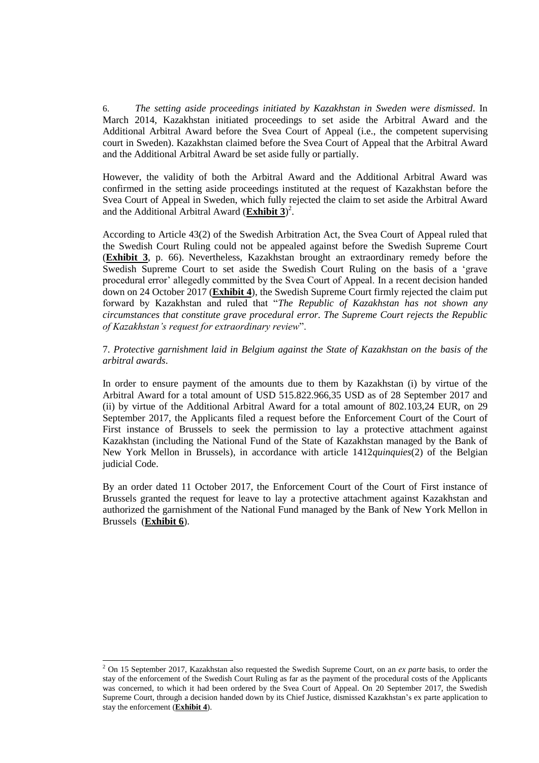6. *The setting aside proceedings initiated by Kazakhstan in Sweden were dismissed*. In March 2014, Kazakhstan initiated proceedings to set aside the Arbitral Award and the Additional Arbitral Award before the Svea Court of Appeal (i.e., the competent supervising court in Sweden). Kazakhstan claimed before the Svea Court of Appeal that the Arbitral Award and the Additional Arbitral Award be set aside fully or partially.

However, the validity of both the Arbitral Award and the Additional Arbitral Award was confirmed in the setting aside proceedings instituted at the request of Kazakhstan before the Svea Court of Appeal in Sweden, which fully rejected the claim to set aside the Arbitral Award and the Additional Arbitral Award (**Exhibit 3**)[2].

According to Article 43(2) of the Swedish Arbitration Act, the Svea Court of Appeal ruled that the Swedish Court Ruling could not be appealed against before the Swedish Supreme Court (**Exhibit 3**, p. 66). Nevertheless, Kazakhstan brought an extraordinary remedy before the Swedish Supreme Court to set aside the Swedish Court Ruling on the basis of a 'grave procedural error' allegedly committed by the Svea Court of Appeal. In a recent decision handed down on 24 October 2017 (**Exhibit 4**), the Swedish Supreme Court firmly rejected the claim put forward by Kazakhstan and ruled that "*The Republic of Kazakhstan has not shown any circumstances that constitute grave procedural error. The Supreme Court rejects the Republic of Kazakhstan's request for extraordinary review*".

7. *Protective garnishment laid in Belgium against the State of Kazakhstan on the basis of the arbitral awards*.

In order to ensure payment of the amounts due to them by Kazakhstan (i) by virtue of the Arbitral Award for a total amount of USD 515.822.966,35 USD as of 28 September 2017 and (ii) by virtue of the Additional Arbitral Award for a total amount of 802.103,24 EUR, on 29 September 2017, the Applicants filed a request before the Enforcement Court of the Court of First instance of Brussels to seek the permission to lay a protective attachment against Kazakhstan (including the National Fund of the State of Kazakhstan managed by the Bank of New York Mellon in Brussels), in accordance with article 1412*quinquies*(2) of the Belgian judicial Code.

By an order dated 11 October 2017, the Enforcement Court of the Court of First instance of Brussels granted the request for leave to lay a protective attachment against Kazakhstan and authorized the garnishment of the National Fund managed by the Bank of New York Mellon in Brussels (**Exhibit 6**).

---

[2] On 15 September 2017, Kazakhstan also requested the Swedish Supreme Court, on an *ex parte* basis, to order the stay of the enforcement of the Swedish Court Ruling as far as the payment of the procedural costs of the Applicants was concerned, to which it had been ordered by the Svea Court of Appeal. On 20 September 2017, the Swedish Supreme Court, through a decision handed down by its Chief Justice, dismissed Kazakhstan's ex parte application to stay the enforcement (**Exhibit 4**).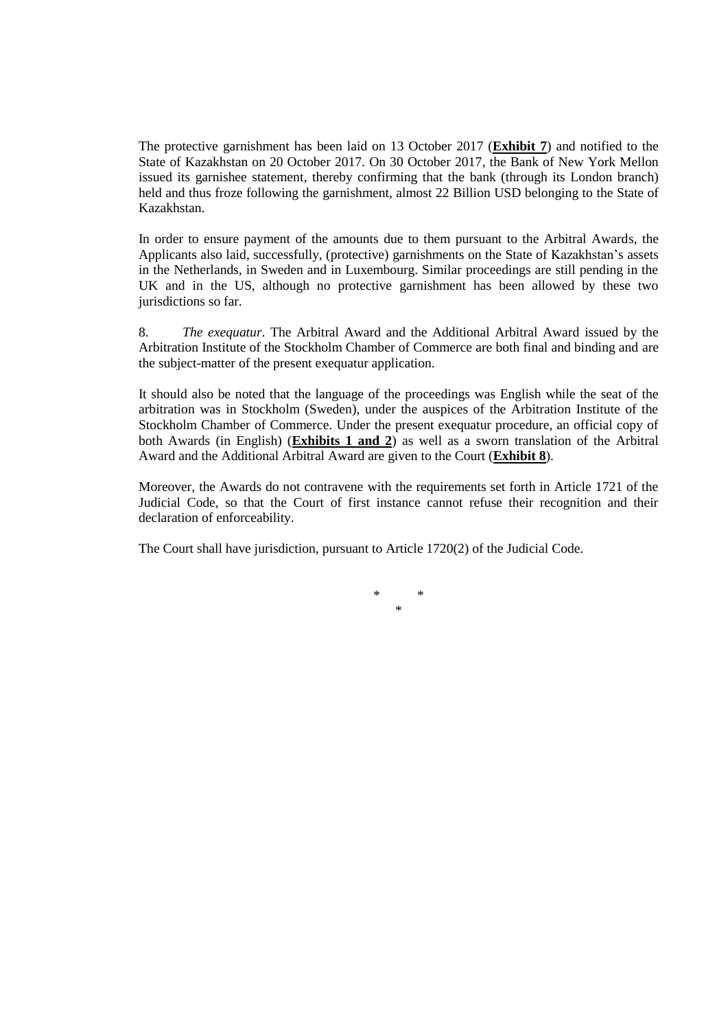The protective garnishment has been laid on 13 October 2017 (**Exhibit 7**) and notified to the State of Kazakhstan on 20 October 2017. On 30 October 2017, the Bank of New York Mellon issued its garnishee statement, thereby confirming that the bank (through its London branch) held and thus froze following the garnishment, almost 22 Billion USD belonging to the State of Kazakhstan.

In order to ensure payment of the amounts due to them pursuant to the Arbitral Awards, the Applicants also laid, successfully, (protective) garnishments on the State of Kazakhstan's assets in the Netherlands, in Sweden and in Luxembourg. Similar proceedings are still pending in the UK and in the US, although no protective garnishment has been allowed by these two jurisdictions so far.

8. *The exequatur*. The Arbitral Award and the Additional Arbitral Award issued by the Arbitration Institute of the Stockholm Chamber of Commerce are both final and binding and are the subject-matter of the present exequatur application.

It should also be noted that the language of the proceedings was English while the seat of the arbitration was in Stockholm (Sweden), under the auspices of the Arbitration Institute of the Stockholm Chamber of Commerce. Under the present exequatur procedure, an official copy of both Awards (in English) (**Exhibits 1 and 2**) as well as a sworn translation of the Arbitral Award and the Additional Arbitral Award are given to the Court (**Exhibit 8**).

Moreover, the Awards do not contravene with the requirements set forth in Article 1721 of the Judicial Code, so that the Court of first instance cannot refuse their recognition and their declaration of enforceability.

The Court shall have jurisdiction, pursuant to Article 1720(2) of the Judicial Code.

\* \*
\*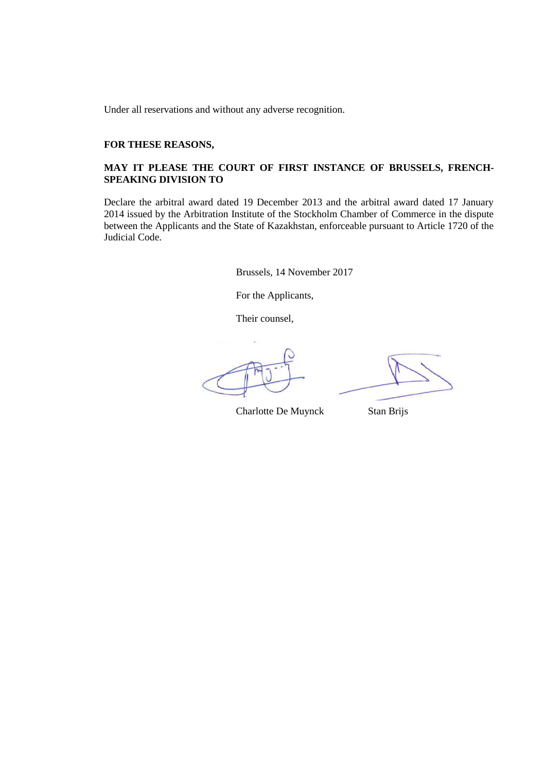Under all reservations and without any adverse recognition.

**FOR THESE REASONS,**

**MAY IT PLEASE THE COURT OF FIRST INSTANCE OF BRUSSELS, FRENCH-SPEAKING DIVISION TO**

Declare the arbitral award dated 19 December 2013 and the arbitral award dated 17 January 2014 issued by the Arbitration Institute of the Stockholm Chamber of Commerce in the dispute between the Applicants and the State of Kazakhstan, enforceable pursuant to Article 1720 of the Judicial Code.

Brussels, 14 November 2017

For the Applicants,

Their counsel,

Charlotte De Muynck     Stan Brijs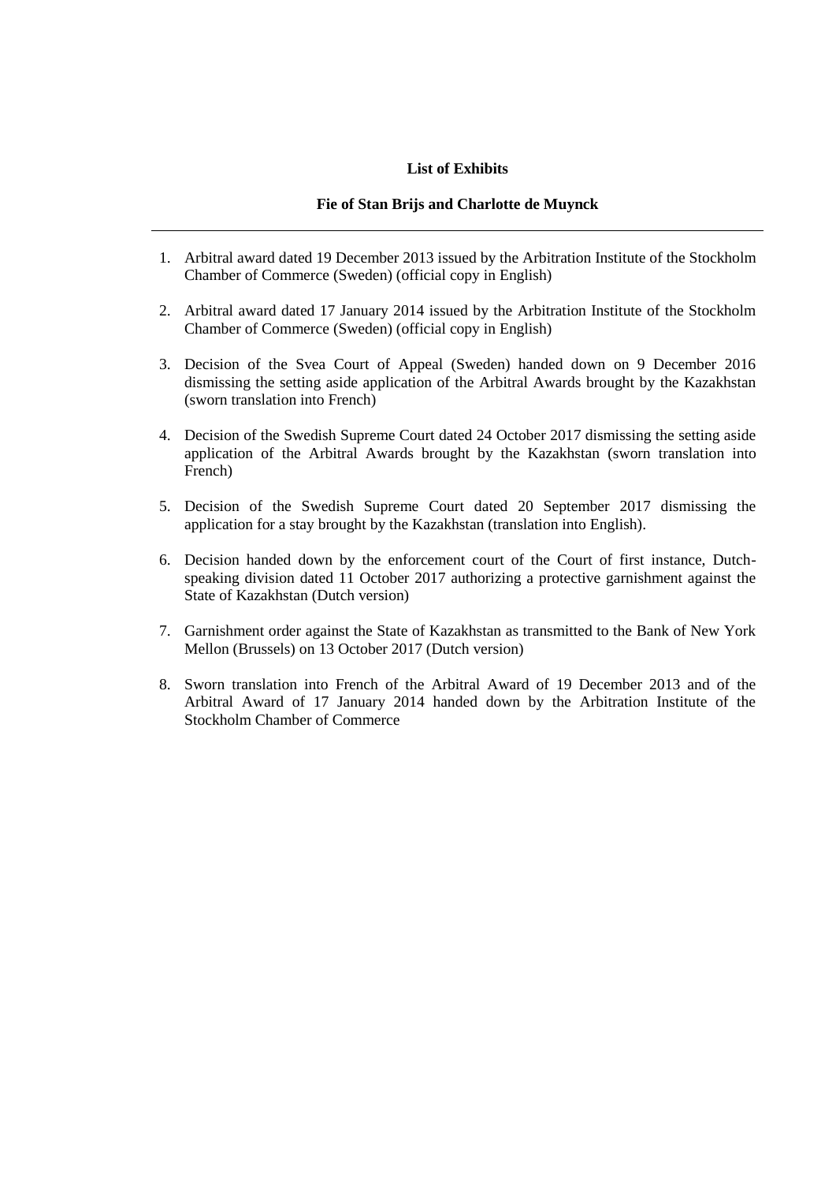**List of Exhibits**

**Fie of Stan Brijs and Charlotte de Muynck**

---

1. Arbitral award dated 19 December 2013 issued by the Arbitration Institute of the Stockholm Chamber of Commerce (Sweden) (official copy in English)

2. Arbitral award dated 17 January 2014 issued by the Arbitration Institute of the Stockholm Chamber of Commerce (Sweden) (official copy in English)

3. Decision of the Svea Court of Appeal (Sweden) handed down on 9 December 2016 dismissing the setting aside application of the Arbitral Awards brought by the Kazakhstan (sworn translation into French)

4. Decision of the Swedish Supreme Court dated 24 October 2017 dismissing the setting aside application of the Arbitral Awards brought by the Kazakhstan (sworn translation into French)

5. Decision of the Swedish Supreme Court dated 20 September 2017 dismissing the application for a stay brought by the Kazakhstan (translation into English).

6. Decision handed down by the enforcement court of the Court of first instance, Dutch-speaking division dated 11 October 2017 authorizing a protective garnishment against the State of Kazakhstan (Dutch version)

7. Garnishment order against the State of Kazakhstan as transmitted to the Bank of New York Mellon (Brussels) on 13 October 2017 (Dutch version)

8. Sworn translation into French of the Arbitral Award of 19 December 2013 and of the Arbitral Award of 17 January 2014 handed down by the Arbitration Institute of the Stockholm Chamber of Commerce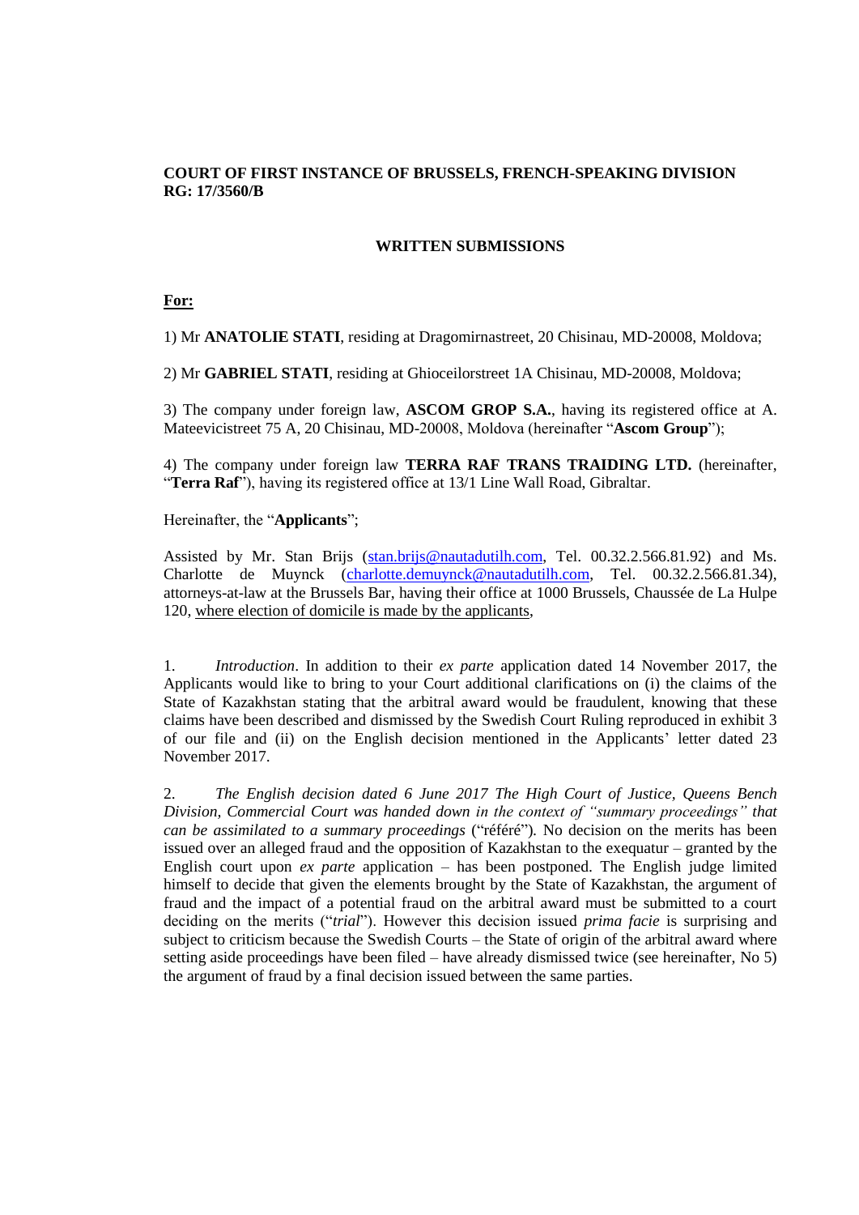**COURT OF FIRST INSTANCE OF BRUSSELS, FRENCH-SPEAKING DIVISION**
**RG: 17/3560/B**

**WRITTEN SUBMISSIONS**

**For:**

1) Mr **ANATOLIE STATI**, residing at Dragomirnastreet, 20 Chisinau, MD-20008, Moldova;

2) Mr **GABRIEL STATI**, residing at Ghioceilorstreet 1A Chisinau, MD-20008, Moldova;

3) The company under foreign law, **ASCOM GROP S.A.**, having its registered office at A. Mateevicistreet 75 A, 20 Chisinau, MD-20008, Moldova (hereinafter "**Ascom Group**");

4) The company under foreign law **TERRA RAF TRANS TRAIDING LTD.** (hereinafter, "**Terra Raf**"), having its registered office at 13/1 Line Wall Road, Gibraltar.

Hereinafter, the "**Applicants**";

Assisted by Mr. Stan Brijs (stan.brijs@nautadutilh.com, Tel. 00.32.2.566.81.92) and Ms. Charlotte de Muynck (charlotte.demuynck@nautadutilh.com, Tel. 00.32.2.566.81.34), attorneys-at-law at the Brussels Bar, having their office at 1000 Brussels, Chaussée de La Hulpe 120, where election of domicile is made by the applicants,

1. *Introduction*. In addition to their *ex parte* application dated 14 November 2017, the Applicants would like to bring to your Court additional clarifications on (i) the claims of the State of Kazakhstan stating that the arbitral award would be fraudulent, knowing that these claims have been described and dismissed by the Swedish Court Ruling reproduced in exhibit 3 of our file and (ii) on the English decision mentioned in the Applicants' letter dated 23 November 2017.

2. *The English decision dated 6 June 2017 The High Court of Justice, Queens Bench Division, Commercial Court was handed down in the context of "summary proceedings" that can be assimilated to a summary proceedings* ("référé"). No decision on the merits has been issued over an alleged fraud and the opposition of Kazakhstan to the exequatur – granted by the English court upon *ex parte* application – has been postponed. The English judge limited himself to decide that given the elements brought by the State of Kazakhstan, the argument of fraud and the impact of a potential fraud on the arbitral award must be submitted to a court deciding on the merits ("*trial*"). However this decision issued *prima facie* is surprising and subject to criticism because the Swedish Courts – the State of origin of the arbitral award where setting aside proceedings have been filed – have already dismissed twice (see hereinafter, No 5) the argument of fraud by a final decision issued between the same parties.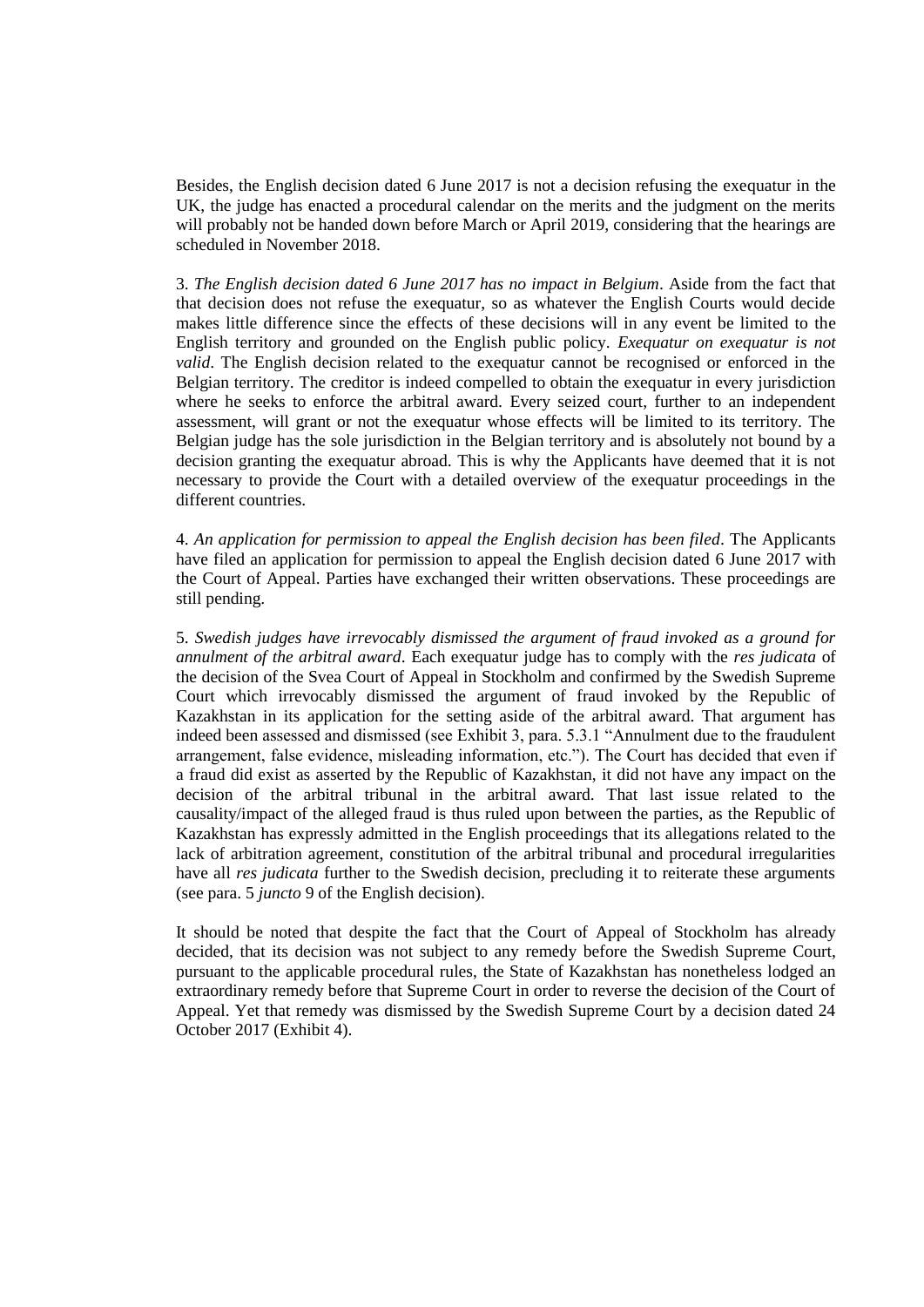Besides, the English decision dated 6 June 2017 is not a decision refusing the exequatur in the UK, the judge has enacted a procedural calendar on the merits and the judgment on the merits will probably not be handed down before March or April 2019, considering that the hearings are scheduled in November 2018.

3. *The English decision dated 6 June 2017 has no impact in Belgium*. Aside from the fact that that decision does not refuse the exequatur, so as whatever the English Courts would decide makes little difference since the effects of these decisions will in any event be limited to the English territory and grounded on the English public policy. *Exequatur on exequatur is not valid*. The English decision related to the exequatur cannot be recognised or enforced in the Belgian territory. The creditor is indeed compelled to obtain the exequatur in every jurisdiction where he seeks to enforce the arbitral award. Every seized court, further to an independent assessment, will grant or not the exequatur whose effects will be limited to its territory. The Belgian judge has the sole jurisdiction in the Belgian territory and is absolutely not bound by a decision granting the exequatur abroad. This is why the Applicants have deemed that it is not necessary to provide the Court with a detailed overview of the exequatur proceedings in the different countries.

4. *An application for permission to appeal the English decision has been filed*. The Applicants have filed an application for permission to appeal the English decision dated 6 June 2017 with the Court of Appeal. Parties have exchanged their written observations. These proceedings are still pending.

5. *Swedish judges have irrevocably dismissed the argument of fraud invoked as a ground for annulment of the arbitral award*. Each exequatur judge has to comply with the *res judicata* of the decision of the Svea Court of Appeal in Stockholm and confirmed by the Swedish Supreme Court which irrevocably dismissed the argument of fraud invoked by the Republic of Kazakhstan in its application for the setting aside of the arbitral award. That argument has indeed been assessed and dismissed (see Exhibit 3, para. 5.3.1 "Annulment due to the fraudulent arrangement, false evidence, misleading information, etc."). The Court has decided that even if a fraud did exist as asserted by the Republic of Kazakhstan, it did not have any impact on the decision of the arbitral tribunal in the arbitral award. That last issue related to the causality/impact of the alleged fraud is thus ruled upon between the parties, as the Republic of Kazakhstan has expressly admitted in the English proceedings that its allegations related to the lack of arbitration agreement, constitution of the arbitral tribunal and procedural irregularities have all *res judicata* further to the Swedish decision, precluding it to reiterate these arguments (see para. 5 *juncto* 9 of the English decision).

It should be noted that despite the fact that the Court of Appeal of Stockholm has already decided, that its decision was not subject to any remedy before the Swedish Supreme Court, pursuant to the applicable procedural rules, the State of Kazakhstan has nonetheless lodged an extraordinary remedy before that Supreme Court in order to reverse the decision of the Court of Appeal. Yet that remedy was dismissed by the Swedish Supreme Court by a decision dated 24 October 2017 (Exhibit 4).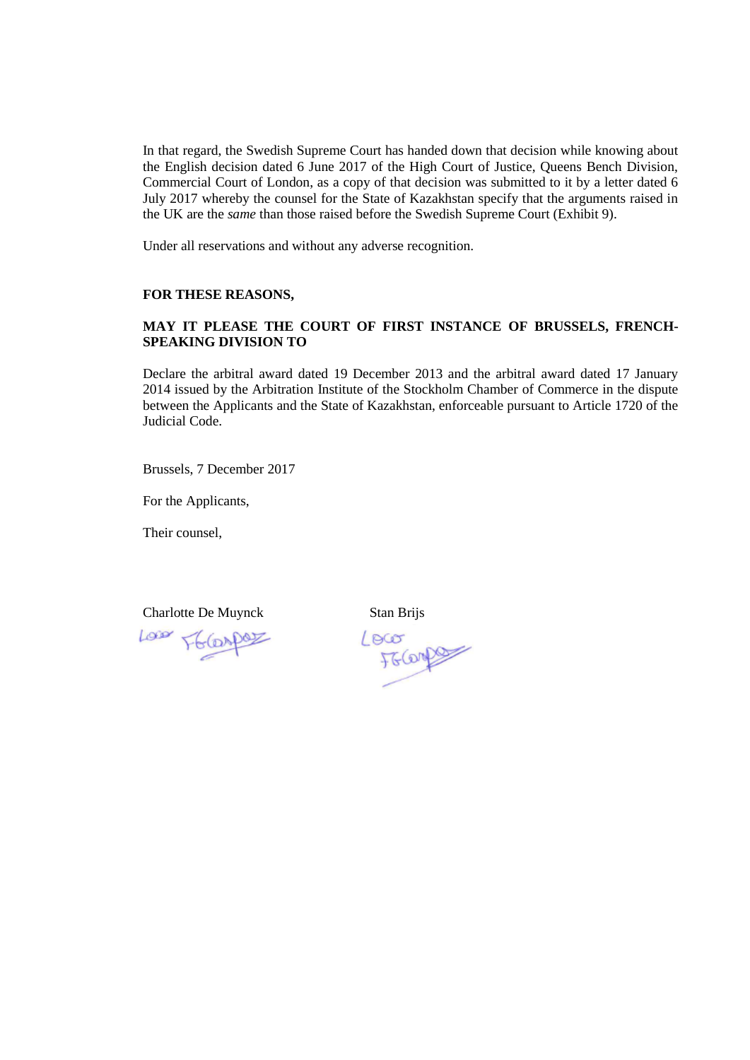In that regard, the Swedish Supreme Court has handed down that decision while knowing about the English decision dated 6 June 2017 of the High Court of Justice, Queens Bench Division, Commercial Court of London, as a copy of that decision was submitted to it by a letter dated 6 July 2017 whereby the counsel for the State of Kazakhstan specify that the arguments raised in the UK are the *same* than those raised before the Swedish Supreme Court (Exhibit 9).

Under all reservations and without any adverse recognition.

**FOR THESE REASONS,**

**MAY IT PLEASE THE COURT OF FIRST INSTANCE OF BRUSSELS, FRENCH-SPEAKING DIVISION TO**

Declare the arbitral award dated 19 December 2013 and the arbitral award dated 17 January 2014 issued by the Arbitration Institute of the Stockholm Chamber of Commerce in the dispute between the Applicants and the State of Kazakhstan, enforceable pursuant to Article 1720 of the Judicial Code.

Brussels, 7 December 2017

For the Applicants,

Their counsel,

Charlotte De Muynck          Stan Brijs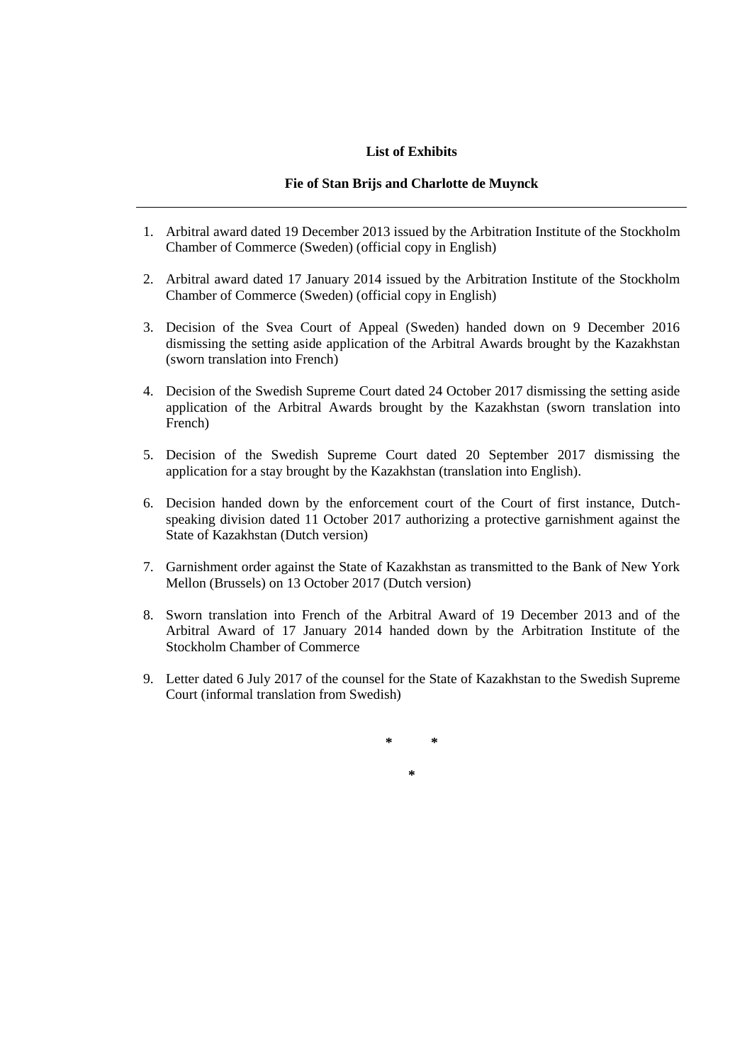**List of Exhibits**

**Fie of Stan Brijs and Charlotte de Muynck**

---

1. Arbitral award dated 19 December 2013 issued by the Arbitration Institute of the Stockholm Chamber of Commerce (Sweden) (official copy in English)

2. Arbitral award dated 17 January 2014 issued by the Arbitration Institute of the Stockholm Chamber of Commerce (Sweden) (official copy in English)

3. Decision of the Svea Court of Appeal (Sweden) handed down on 9 December 2016 dismissing the setting aside application of the Arbitral Awards brought by the Kazakhstan (sworn translation into French)

4. Decision of the Swedish Supreme Court dated 24 October 2017 dismissing the setting aside application of the Arbitral Awards brought by the Kazakhstan (sworn translation into French)

5. Decision of the Swedish Supreme Court dated 20 September 2017 dismissing the application for a stay brought by the Kazakhstan (translation into English).

6. Decision handed down by the enforcement court of the Court of first instance, Dutch-speaking division dated 11 October 2017 authorizing a protective garnishment against the State of Kazakhstan (Dutch version)

7. Garnishment order against the State of Kazakhstan as transmitted to the Bank of New York Mellon (Brussels) on 13 October 2017 (Dutch version)

8. Sworn translation into French of the Arbitral Award of 19 December 2013 and of the Arbitral Award of 17 January 2014 handed down by the Arbitration Institute of the Stockholm Chamber of Commerce

9. Letter dated 6 July 2017 of the counsel for the State of Kazakhstan to the Swedish Supreme Court (informal translation from Swedish)

\*       \*

\*